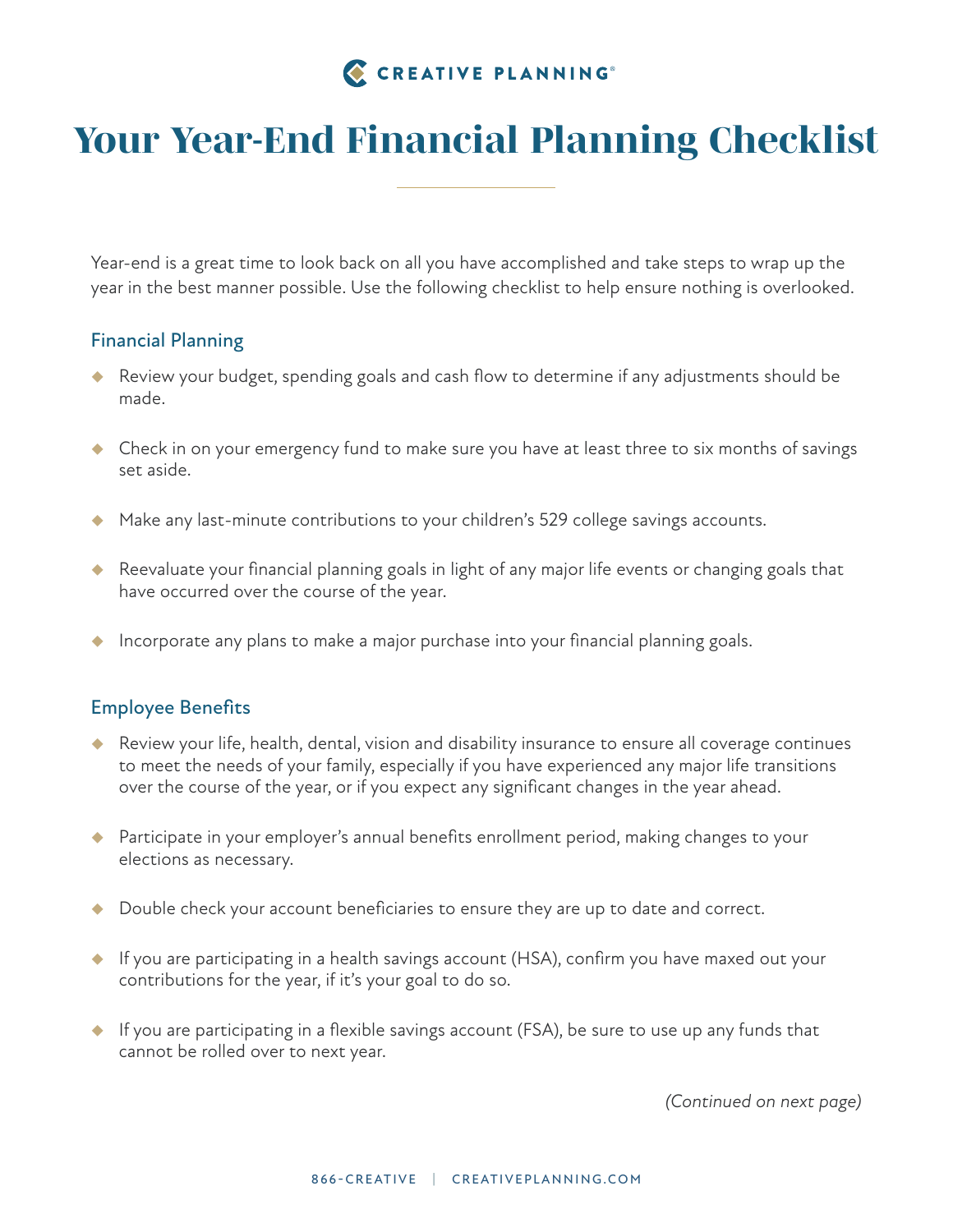CREATIVE PLANNING®

# Your Year-End Financial Planning Checklist

Year-end is a great time to look back on all you have accomplished and take steps to wrap up the year in the best manner possible. Use the following checklist to help ensure nothing is overlooked.

## Financial Planning

- Review your budget, spending goals and cash flow to determine if any adjustments should be made.
- Check in on your emergency fund to make sure you have at least three to six months of savings set aside.
- Make any last-minute contributions to your children's 529 college savings accounts.
- Reevaluate your financial planning goals in light of any major life events or changing goals that have occurred over the course of the year.
- Incorporate any plans to make a major purchase into your financial planning goals.

## Employee Benefits

- Review your life, health, dental, vision and disability insurance to ensure all coverage continues to meet the needs of your family, especially if you have experienced any major life transitions over the course of the year, or if you expect any significant changes in the year ahead.
- Participate in your employer's annual benefits enrollment period, making changes to your elections as necessary.
- Double check your account beneficiaries to ensure they are up to date and correct.
- If you are participating in a health savings account (HSA), confirm you have maxed out your contributions for the year, if it's your goal to do so.
- If you are participating in a flexible savings account (FSA), be sure to use up any funds that cannot be rolled over to next year.

*(Continued on next page)*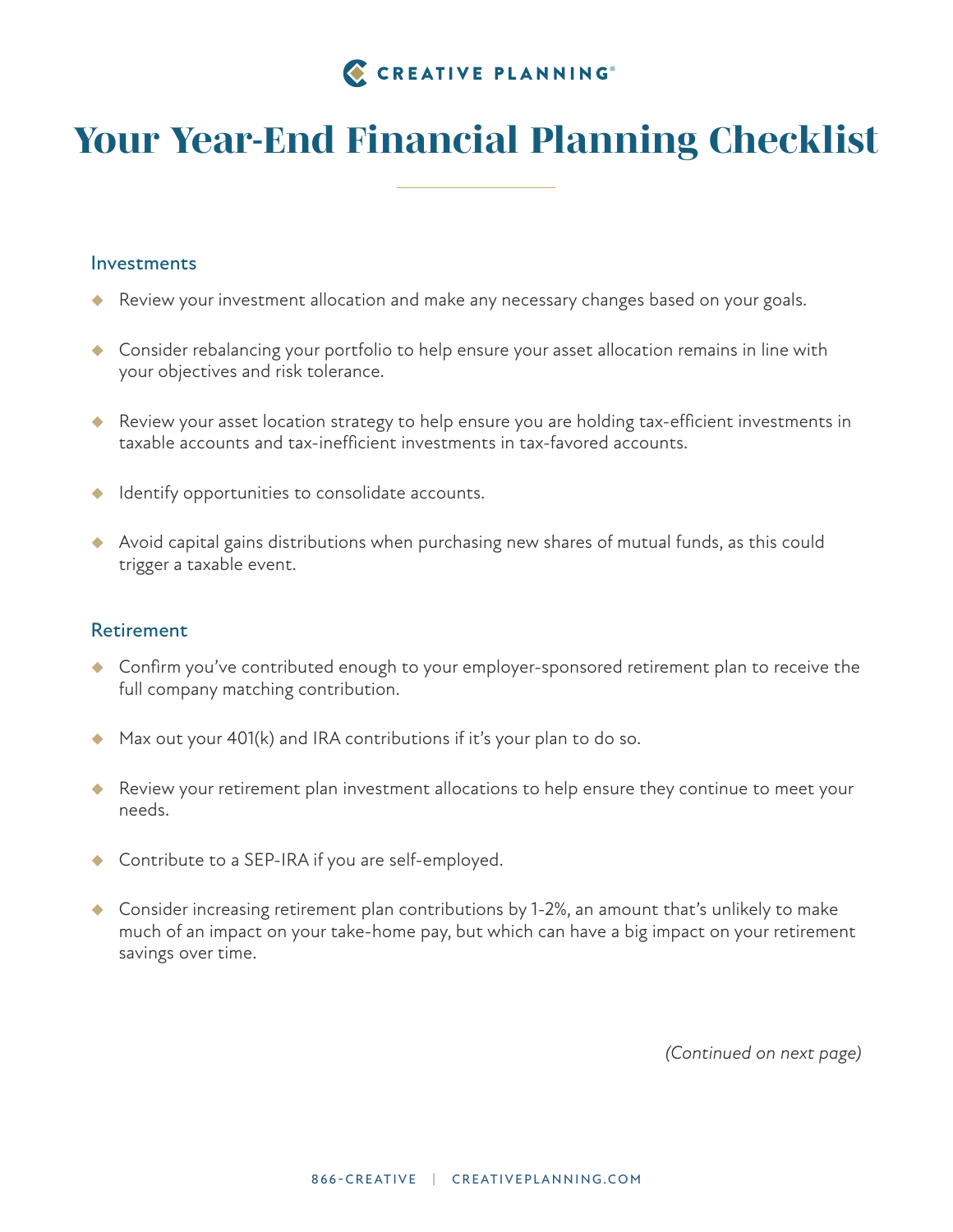# Your Year-End Financial Planning Checklist

## Investments

- Review your investment allocation and make any necessary changes based on your goals.
- Consider rebalancing your portfolio to help ensure your asset allocation remains in line with your objectives and risk tolerance.
- Review your asset location strategy to help ensure you are holding tax-efficient investments in taxable accounts and tax-inefficient investments in tax-favored accounts.
- Identify opportunities to consolidate accounts.
- Avoid capital gains distributions when purchasing new shares of mutual funds, as this could trigger a taxable event.

## Retirement

- Confirm you've contributed enough to your employer-sponsored retirement plan to receive the full company matching contribution.
- Max out your 401(k) and IRA contributions if it's your plan to do so.
- Review your retirement plan investment allocations to help ensure they continue to meet your needs.
- Contribute to a SEP-IRA if you are self-employed.
- Consider increasing retirement plan contributions by 1-2%, an amount that's unlikely to make much of an impact on your take-home pay, but which can have a big impact on your retirement savings over time.

*(Continued on next page)*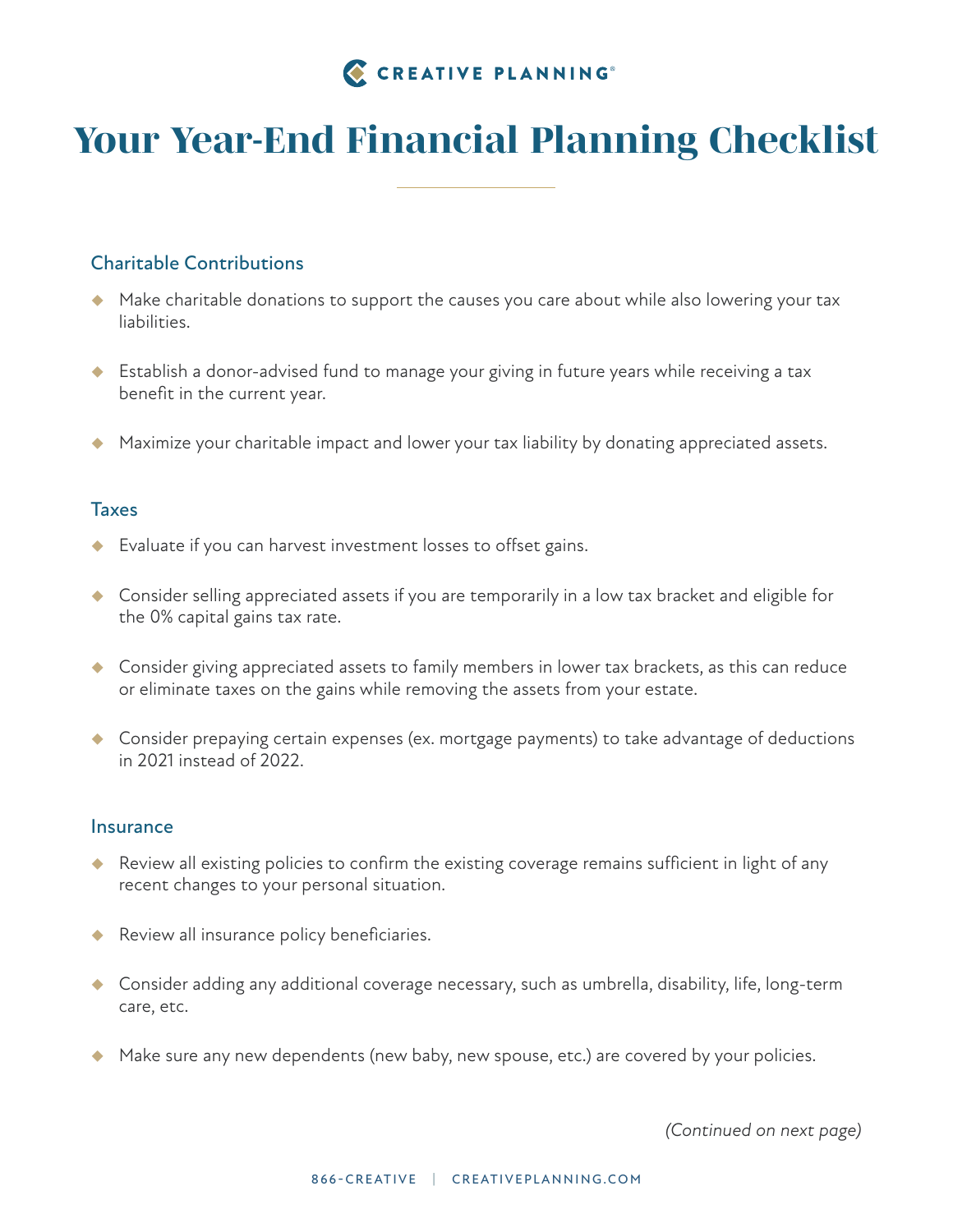# Your Year-End Financial Planning Checklist

## Charitable Contributions

- Make charitable donations to support the causes you care about while also lowering your tax liabilities.
- Establish a donor-advised fund to manage your giving in future years while receiving a tax benefit in the current year.
- Maximize your charitable impact and lower your tax liability by donating appreciated assets.

## Taxes

- Evaluate if you can harvest investment losses to offset gains.
- Consider selling appreciated assets if you are temporarily in a low tax bracket and eligible for the 0% capital gains tax rate.
- Consider giving appreciated assets to family members in lower tax brackets, as this can reduce or eliminate taxes on the gains while removing the assets from your estate.
- Consider prepaying certain expenses (ex. mortgage payments) to take advantage of deductions in 2021 instead of 2022.

## Insurance

- Review all existing policies to confirm the existing coverage remains sufficient in light of any recent changes to your personal situation.
- Review all insurance policy beneficiaries.
- Consider adding any additional coverage necessary, such as umbrella, disability, life, long-term care, etc.
- Make sure any new dependents (new baby, new spouse, etc.) are covered by your policies.

*(Continued on next page)*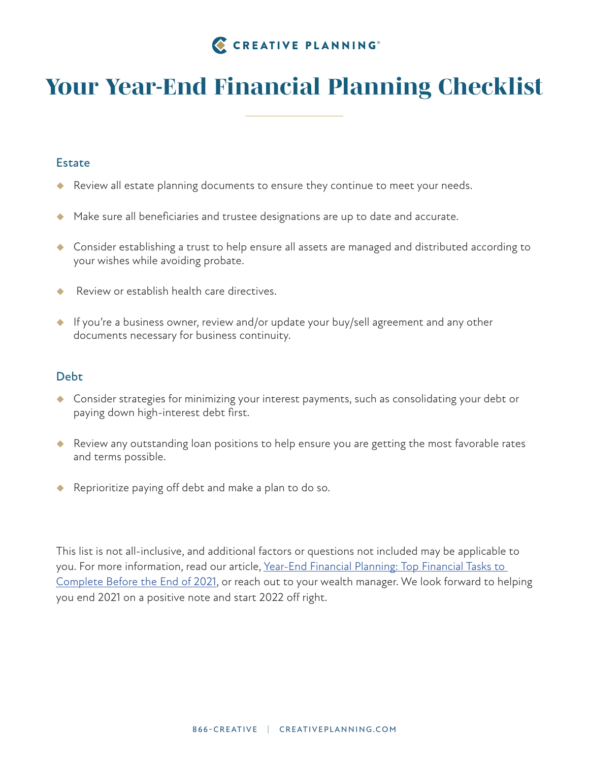# Your Year-End Financial Planning Checklist

## Estate

- Review all estate planning documents to ensure they continue to meet your needs.
- Make sure all beneficiaries and trustee designations are up to date and accurate.
- Consider establishing a trust to help ensure all assets are managed and distributed according to your wishes while avoiding probate.
- Review or establish health care directives.
- If you're a business owner, review and/or update your buy/sell agreement and any other documents necessary for business continuity.

## Debt

- Consider strategies for minimizing your interest payments, such as consolidating your debt or paying down high-interest debt first.
- Review any outstanding loan positions to help ensure you are getting the most favorable rates and terms possible.
- Reprioritize paying off debt and make a plan to do so.

This list is not all-inclusive, and additional factors or questions not included may be applicable to you. For more information, read our article, Year-End Financial Planning: Top Financial Tasks to Complete Before the End of 2021, or reach out to your wealth manager. We look forward to helping you end 2021 on a positive note and start 2022 off right.